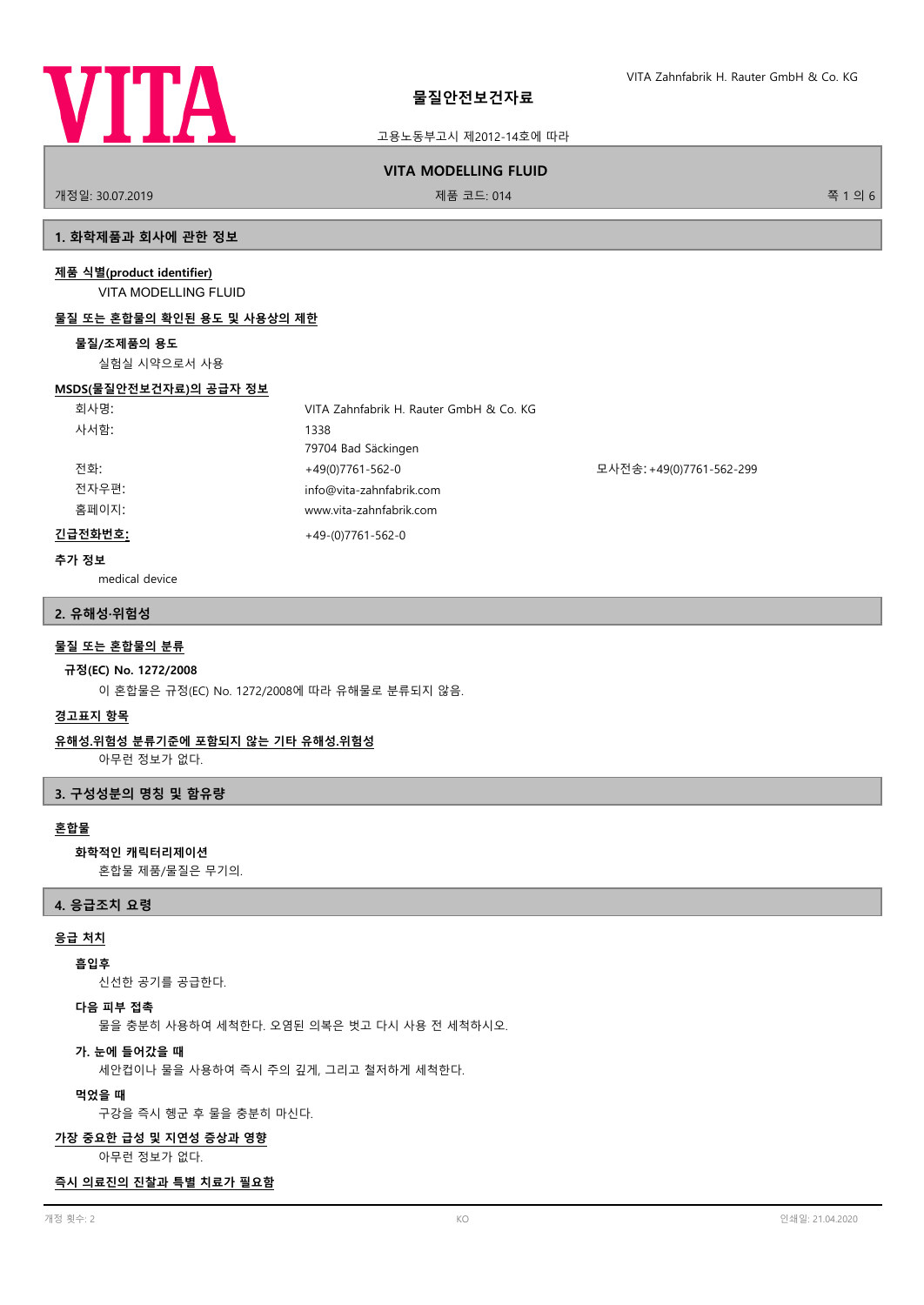VITA

VITA Zahnfabrik H. Rauter GmbH & Co. KG

# 물질안전보건자료

고용노동부고시 제2012-14호에 따라

## VITA MODELLING FLUID

개정일: 30.07.2019 | 제품 코드: 014

## 1. 화학제품과 회사에 관한 정보

### 제품 식별(product identifier)

VITA MODELLING FLUID

### 물질 또는 혼합물의 확인된 용도 및 사용상의 제한

**물질/조제품의 용도**

실험실 시약으로서 사용

### MSDS(물질안전보건자료)의 공급자 정보

| | | |
|---|---|---|
| 회사명: | VITA Zahnfabrik H. Rauter GmbH & Co. KG | |
| 사서함: | 1338<br>79704 Bad Säckingen | |
| 전화: | +49(0)7761-562-0 | 모사전송: +49(0)7761-562-299 |
| 전자우편: | info@vita-zahnfabrik.com | |
| 홈페이지: | www.vita-zahnfabrik.com | |
| **긴급전화번호:** | +49-(0)7761-562-0 | |

**추가 정보**

medical device

## 2. 유해성·위험성

### 물질 또는 혼합물의 분류

**규정(EC) No. 1272/2008**

이 혼합물은 규정(EC) No. 1272/2008에 따라 유해물로 분류되지 않음.

### 경고표지 항목

### 유해성.위험성 분류기준에 포함되지 않는 기타 유해성.위험성

아무런 정보가 없다.

## 3. 구성성분의 명칭 및 함유량

### 혼합물

**화학적인 캐릭터리제이션**

혼합물 제품/물질은 무기의.

## 4. 응급조치 요령

### 응급 처치

**흡입후**

신선한 공기를 공급한다.

**다음 피부 접촉**

물을 충분히 사용하여 세척한다. 오염된 의복은 벗고 다시 사용 전 세척하시오.

**가. 눈에 들어갔을 때**

세안컵이나 물을 사용하여 즉시 주의 깊게, 그리고 철저하게 세척한다.

**먹었을 때**

구강을 즉시 헹군 후 물을 충분히 마신다.

### 가장 중요한 급성 및 지연성 증상과 영향

아무런 정보가 없다.

### 즉시 의료진의 진찰과 특별 치료가 필요함

개정 횟수: 2 | KO | 인쇄일: 21.04.2020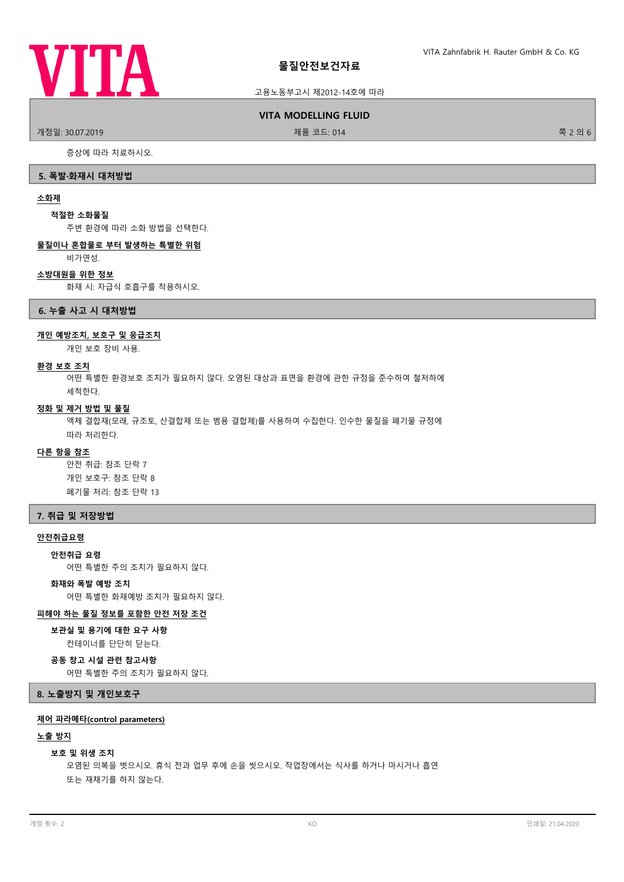증상에 따라 치료하시오.

## 5. 폭발·화재시 대처방법

**소화제**

**적절한 소화물질**

주변 환경에 따라 소화 방법을 선택한다.

**물질이나 혼합물로 부터 발생하는 특별한 위험**

비가연성.

**소방대원을 위한 정보**

화재 시: 자급식 호흡구를 착용하시오.

## 6. 누출 사고 시 대처방법

**개인 예방조치, 보호구 및 응급조치**

개인 보호 장비 사용.

**환경 보호 조치**

어떤 특별한 환경보호 조치가 필요하지 않다. 오염된 대상과 표면을 환경에 관한 규정을 준수하여 철저하에 세척한다.

**정화 및 제거 방법 및 물질**

액체 결합재(모래, 규조토, 산결합제 또는 범용 결합제)를 사용하여 수집한다. 인수한 물질을 폐기물 규정에 따라 처리한다.

**다른 항을 참조**

안전 취급: 참조 단락 7
개인 보호구: 참조 단락 8
폐기물 처리: 참조 단락 13

## 7. 취급 및 저장방법

**안전취급요령**

**안전취급 요령**

어떤 특별한 주의 조치가 필요하지 않다.

**화재와 폭발 예방 조치**

어떤 특별한 화재예방 조치가 필요하지 않다.

**피해야 하는 물질 정보를 포함한 안전 저장 조건**

**보관실 및 용기에 대한 요구 사항**

컨테이너를 단단히 닫는다.

**공동 창고 시설 관련 참고사항**

어떤 특별한 주의 조치가 필요하지 않다.

## 8. 노출방지 및 개인보호구

**제어 파라메타(control parameters)**

**노출 방지**

**보호 및 위생 조치**

오염된 의복을 벗으시오. 휴식 전과 업무 후에 손을 씻으시오. 작업장에서는 식사를 하거나 마시거나 흡연 또는 재채기를 하지 않는다.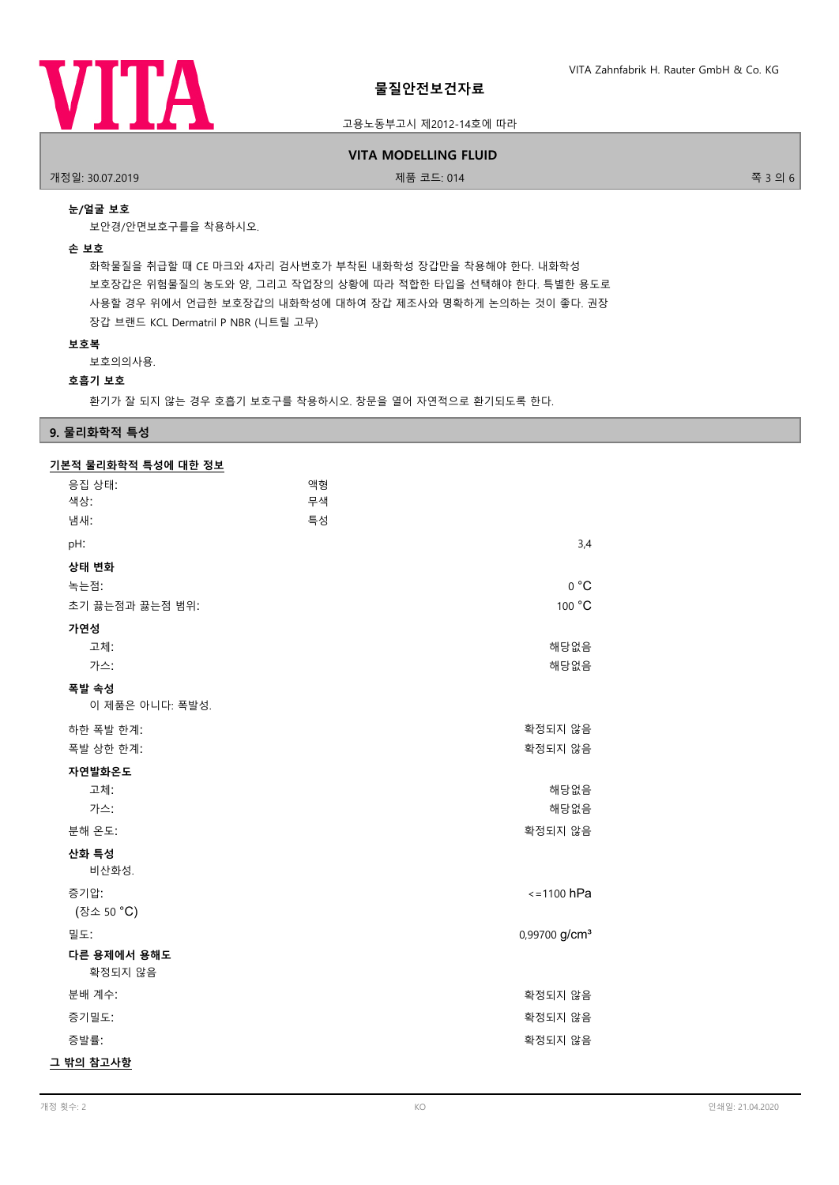**눈/얼굴 보호**

보안경/안면보호구를을 착용하시오.

**손 보호**

화학물질을 취급할 때 CE 마크와 4자리 검사번호가 부착된 내화학성 장갑만을 착용해야 한다. 내화학성 보호장갑은 위험물질의 농도와 양, 그리고 작업장의 상황에 따라 적합한 타입을 선택해야 한다. 특별한 용도로 사용할 경우 위에서 언급한 보호장갑의 내화학성에 대하여 장갑 제조사와 명확하게 논의하는 것이 좋다. 권장 장갑 브랜드 KCL Dermatril P NBR (니트릴 고무)

**보호복**

보호의의사용.

**호흡기 보호**

환기가 잘 되지 않는 경우 호흡기 보호구를 착용하시오. 창문을 열어 자연적으로 환기되도록 한다.

## 9. 물리화학적 특성

**기본적 물리화학적 특성에 대한 정보**

| | | |
|---|---|---|
| 응집 상태: | 액형 | |
| 색상: | 무색 | |
| 냄새: | 특성 | |
| pH: | | 3,4 |

**상태 변화**

| | |
|---|---|
| 녹는점: | 0 °C |
| 초기 끓는점과 끓는점 범위: | 100 °C |

**가연성**

| | |
|---|---|
| 고체: | 해당없음 |
| 가스: | 해당없음 |

**폭발 속성**

이 제품은 아니다: 폭발성.

| | |
|---|---|
| 하한 폭발 한계: | 확정되지 않음 |
| 폭발 상한 한계: | 확정되지 않음 |

**자연발화온도**

| | |
|---|---|
| 고체: | 해당없음 |
| 가스: | 해당없음 |
| 분해 온도: | 확정되지 않음 |

**산화 특성**

비산화성.

| | |
|---|---|
| 증기압:<br>(장소 50 °C) | <=1100 hPa |
| 밀도: | 0,99700 g/cm³ |

**다른 용제에서 용해도**

확정되지 않음

| | |
|---|---|
| 분배 계수: | 확정되지 않음 |
| 증기밀도: | 확정되지 않음 |
| 증발률: | 확정되지 않음 |

**그 밖의 참고사항**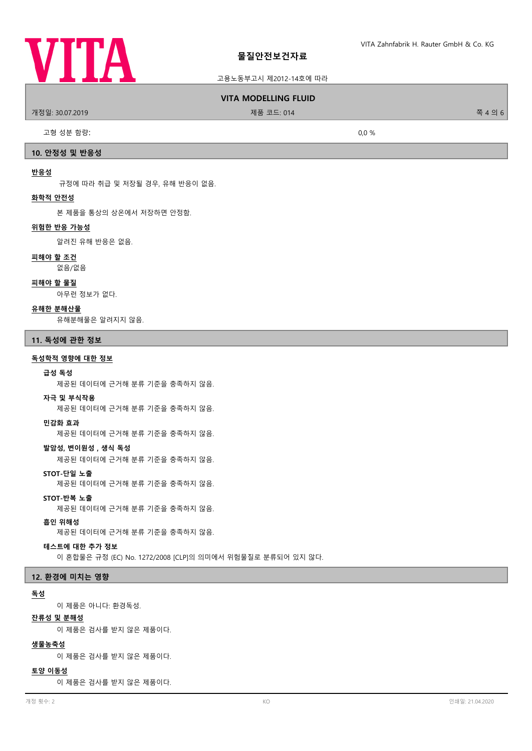고형 성분 함량: 0,0 %

## 10. 안정성 및 반응성

**반응성**

규정에 따라 취급 및 저장될 경우, 유해 반응이 없음.

**화학적 안전성**

본 제품을 통상의 상온에서 저장하면 안정함.

**위험한 반응 가능성**

알려진 유해 반응은 없음.

**피해야 할 조건**

없음/없음

**피해야 할 물질**

아무런 정보가 없다.

**유해한 분해산물**

유해분해물은 알려지지 않음.

## 11. 독성에 관한 정보

**독성학적 영향에 대한 정보**

**급성 독성**

제공된 데이터에 근거해 분류 기준을 충족하지 않음.

**자극 및 부식작용**

제공된 데이터에 근거해 분류 기준을 충족하지 않음.

**민감화 효과**

제공된 데이터에 근거해 분류 기준을 충족하지 않음.

**발암성, 변이원성 , 생식 독성**

제공된 데이터에 근거해 분류 기준을 충족하지 않음.

**STOT-단일 노출**

제공된 데이터에 근거해 분류 기준을 충족하지 않음.

**STOT-반복 노출**

제공된 데이터에 근거해 분류 기준을 충족하지 않음.

**흡인 위해성**

제공된 데이터에 근거해 분류 기준을 충족하지 않음.

**테스트에 대한 추가 정보**

이 혼합물은 규정 (EC) No. 1272/2008 [CLP]의 의미에서 위험물질로 분류되어 있지 않다.

## 12. 환경에 미치는 영향

**독성**

이 제품은 아니다: 환경독성.

**잔류성 및 분해성**

이 제품은 검사를 받지 않은 제품이다.

**생물농축성**

이 제품은 검사를 받지 않은 제품이다.

**토양 이동성**

이 제품은 검사를 받지 않은 제품이다.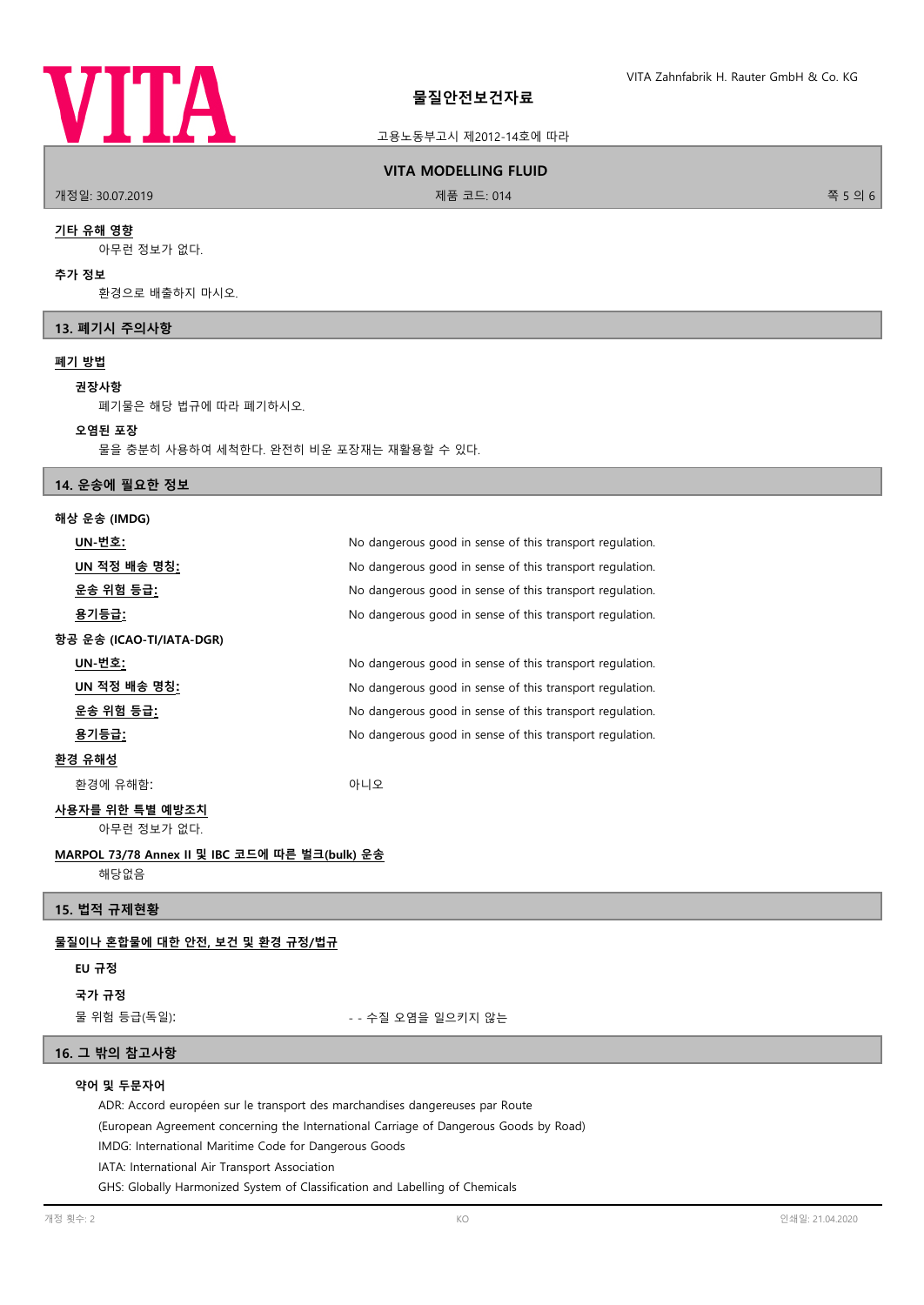#### 기타 유해 영향

아무런 정보가 없다.

#### 추가 정보

환경으로 배출하지 마시오.

## 13. 폐기시 주의사항

### 폐기 방법

#### 권장사항

폐기물은 해당 법규에 따라 폐기하시오.

#### 오염된 포장

물을 충분히 사용하여 세척한다. 완전히 비운 포장재는 재활용할 수 있다.

## 14. 운송에 필요한 정보

### 해상 운송 (IMDG)

| | |
|---|---|
| **UN-번호:** | No dangerous good in sense of this transport regulation. |
| **UN 적정 배송 명칭:** | No dangerous good in sense of this transport regulation. |
| **운송 위험 등급:** | No dangerous good in sense of this transport regulation. |
| **용기등급:** | No dangerous good in sense of this transport regulation. |

### 항공 운송 (ICAO-TI/IATA-DGR)

| | |
|---|---|
| **UN-번호:** | No dangerous good in sense of this transport regulation. |
| **UN 적정 배송 명칭:** | No dangerous good in sense of this transport regulation. |
| **운송 위험 등급:** | No dangerous good in sense of this transport regulation. |
| **용기등급:** | No dangerous good in sense of this transport regulation. |

### 환경 유해성

환경에 유해함: 아니오

### 사용자를 위한 특별 예방조치

아무런 정보가 없다.

### MARPOL 73/78 Annex II 및 IBC 코드에 따른 벌크(bulk) 운송

해당없음

## 15. 법적 규제현황

### 물질이나 혼합물에 대한 안전, 보건 및 환경 규정/법규

#### EU 규정

#### 국가 규정

물 위험 등급(독일): - - 수질 오염을 일으키지 않는

## 16. 그 밖의 참고사항

#### 약어 및 두문자어

ADR: Accord européen sur le transport des marchandises dangereuses par Route
(European Agreement concerning the International Carriage of Dangerous Goods by Road)
IMDG: International Maritime Code for Dangerous Goods
IATA: International Air Transport Association
GHS: Globally Harmonized System of Classification and Labelling of Chemicals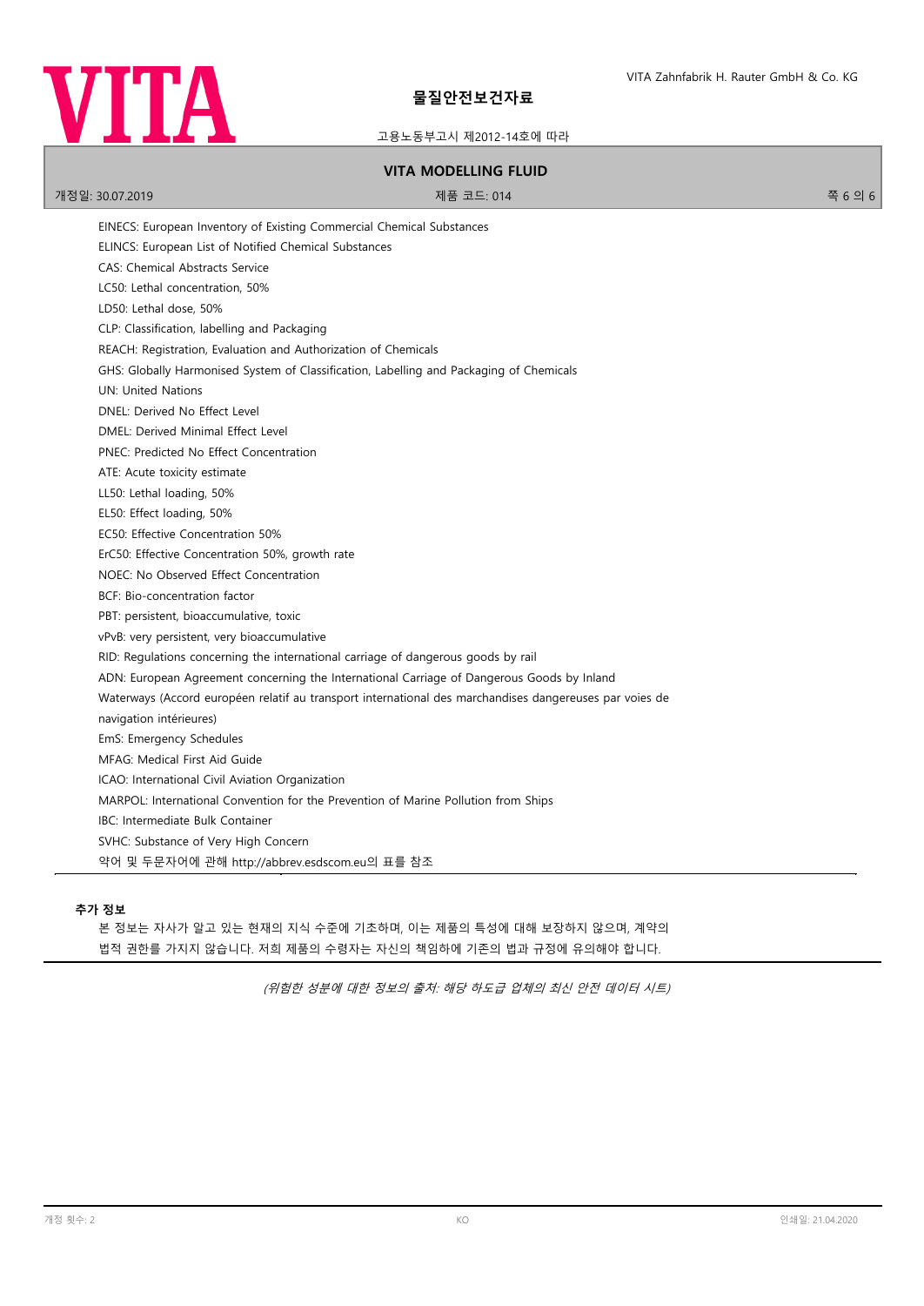EINECS: European Inventory of Existing Commercial Chemical Substances
ELINCS: European List of Notified Chemical Substances
CAS: Chemical Abstracts Service
LC50: Lethal concentration, 50%
LD50: Lethal dose, 50%
CLP: Classification, labelling and Packaging
REACH: Registration, Evaluation and Authorization of Chemicals
GHS: Globally Harmonised System of Classification, Labelling and Packaging of Chemicals
UN: United Nations
DNEL: Derived No Effect Level
DMEL: Derived Minimal Effect Level
PNEC: Predicted No Effect Concentration
ATE: Acute toxicity estimate
LL50: Lethal loading, 50%
EL50: Effect loading, 50%
EC50: Effective Concentration 50%
ErC50: Effective Concentration 50%, growth rate
NOEC: No Observed Effect Concentration
BCF: Bio-concentration factor
PBT: persistent, bioaccumulative, toxic
vPvB: very persistent, very bioaccumulative
RID: Regulations concerning the international carriage of dangerous goods by rail
ADN: European Agreement concerning the International Carriage of Dangerous Goods by Inland Waterways (Accord européen relatif au transport international des marchandises dangereuses par voies de navigation intérieures)
EmS: Emergency Schedules
MFAG: Medical First Aid Guide
ICAO: International Civil Aviation Organization
MARPOL: International Convention for the Prevention of Marine Pollution from Ships
IBC: Intermediate Bulk Container
SVHC: Substance of Very High Concern
약어 및 두문자어에 관해 http://abbrev.esdscom.eu의 표를 참조

**추가 정보**

본 정보는 자사가 알고 있는 현재의 지식 수준에 기초하며, 이는 제품의 특성에 대해 보장하지 않으며, 계약의 법적 권한를 가지지 않습니다. 저희 제품의 수령자는 자신의 책임하에 기존의 법과 규정에 유의해야 합니다.

*(위험한 성분에 대한 정보의 출처: 해당 하도급 업체의 최신 안전 데이터 시트)*